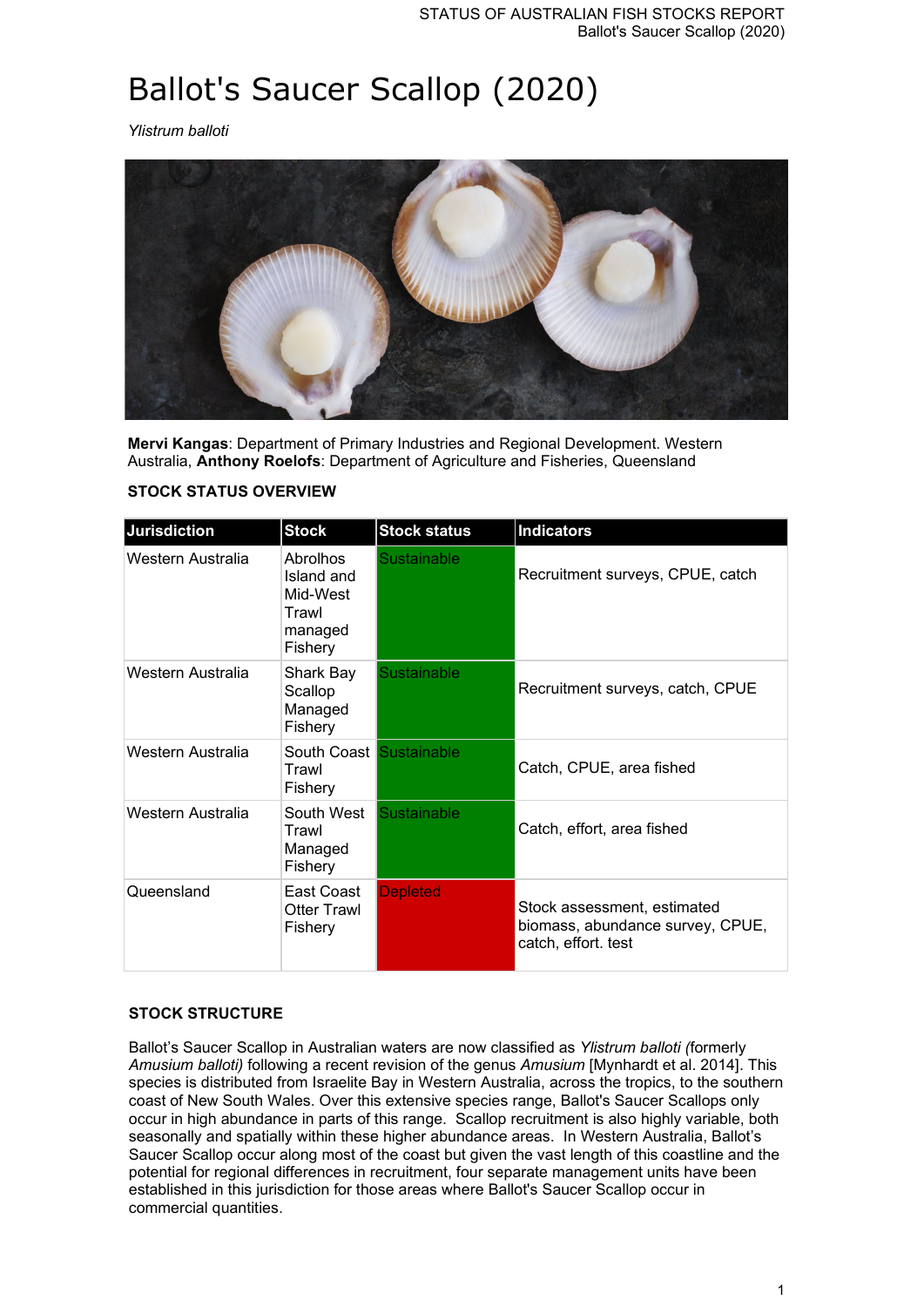# Ballot's Saucer Scallop (2020)

*Ylistrum balloti*

**Mervi Kangas**: Department of Primary Industries and Regional Development. Western Australia, **Anthony Roelofs**: Department of Agriculture and Fisheries, Queensland

## STOCK STATUS OVERVIEW

| Jurisdiction | Stock | Stock status | Indicators |
|---|---|---|---|
| Western Australia | Abrolhos Island and Mid-West Trawl managed Fishery | Sustainable | Recruitment surveys, CPUE, catch |
| Western Australia | Shark Bay Scallop Managed Fishery | Sustainable | Recruitment surveys, catch, CPUE |
| Western Australia | South Coast Trawl Fishery | Sustainable | Catch, CPUE, area fished |
| Western Australia | South West Trawl Managed Fishery | Sustainable | Catch, effort, area fished |
| Queensland | East Coast Otter Trawl Fishery | Depleted | Stock assessment, estimated biomass, abundance survey, CPUE, catch, effort. test |

## STOCK STRUCTURE

Ballot's Saucer Scallop in Australian waters are now classified as *Ylistrum balloti (*formerly *Amusium balloti)* following a recent revision of the genus *Amusium* [Mynhardt et al. 2014]. This species is distributed from Israelite Bay in Western Australia, across the tropics, to the southern coast of New South Wales. Over this extensive species range, Ballot's Saucer Scallops only occur in high abundance in parts of this range. Scallop recruitment is also highly variable, both seasonally and spatially within these higher abundance areas. In Western Australia, Ballot's Saucer Scallop occur along most of the coast but given the vast length of this coastline and the potential for regional differences in recruitment, four separate management units have been established in this jurisdiction for those areas where Ballot's Saucer Scallop occur in commercial quantities.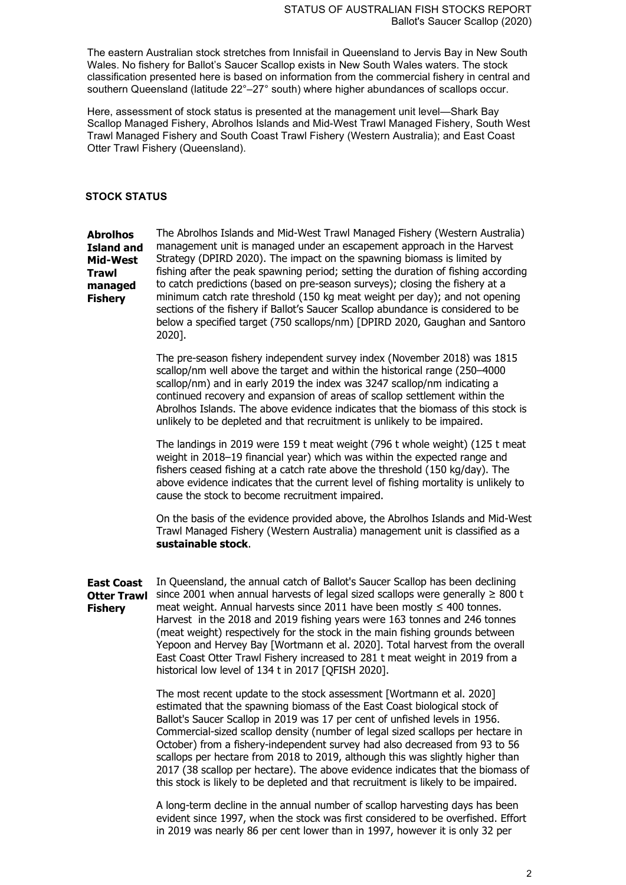The eastern Australian stock stretches from Innisfail in Queensland to Jervis Bay in New South Wales. No fishery for Ballot's Saucer Scallop exists in New South Wales waters. The stock classification presented here is based on information from the commercial fishery in central and southern Queensland (latitude 22°–27° south) where higher abundances of scallops occur.

Here, assessment of stock status is presented at the management unit level—Shark Bay Scallop Managed Fishery, Abrolhos Islands and Mid-West Trawl Managed Fishery, South West Trawl Managed Fishery and South Coast Trawl Fishery (Western Australia); and East Coast Otter Trawl Fishery (Queensland).

## STOCK STATUS

**Abrolhos Island and Mid-West Trawl managed Fishery**

The Abrolhos Islands and Mid-West Trawl Managed Fishery (Western Australia) management unit is managed under an escapement approach in the Harvest Strategy (DPIRD 2020). The impact on the spawning biomass is limited by fishing after the peak spawning period; setting the duration of fishing according to catch predictions (based on pre-season surveys); closing the fishery at a minimum catch rate threshold (150 kg meat weight per day); and not opening sections of the fishery if Ballot's Saucer Scallop abundance is considered to be below a specified target (750 scallops/nm) [DPIRD 2020, Gaughan and Santoro 2020].

The pre-season fishery independent survey index (November 2018) was 1815 scallop/nm well above the target and within the historical range (250–4000 scallop/nm) and in early 2019 the index was 3247 scallop/nm indicating a continued recovery and expansion of areas of scallop settlement within the Abrolhos Islands. The above evidence indicates that the biomass of this stock is unlikely to be depleted and that recruitment is unlikely to be impaired.

The landings in 2019 were 159 t meat weight (796 t whole weight) (125 t meat weight in 2018–19 financial year) which was within the expected range and fishers ceased fishing at a catch rate above the threshold (150 kg/day). The above evidence indicates that the current level of fishing mortality is unlikely to cause the stock to become recruitment impaired.

On the basis of the evidence provided above, the Abrolhos Islands and Mid-West Trawl Managed Fishery (Western Australia) management unit is classified as a **sustainable stock**.

**East Coast Otter Trawl Fishery**

In Queensland, the annual catch of Ballot's Saucer Scallop has been declining since 2001 when annual harvests of legal sized scallops were generally ≥ 800 t meat weight. Annual harvests since 2011 have been mostly ≤ 400 tonnes. Harvest in the 2018 and 2019 fishing years were 163 tonnes and 246 tonnes (meat weight) respectively for the stock in the main fishing grounds between Yepoon and Hervey Bay [Wortmann et al. 2020]. Total harvest from the overall East Coast Otter Trawl Fishery increased to 281 t meat weight in 2019 from a historical low level of 134 t in 2017 [QFISH 2020].

The most recent update to the stock assessment [Wortmann et al. 2020] estimated that the spawning biomass of the East Coast biological stock of Ballot's Saucer Scallop in 2019 was 17 per cent of unfished levels in 1956. Commercial-sized scallop density (number of legal sized scallops per hectare in October) from a fishery-independent survey had also decreased from 93 to 56 scallops per hectare from 2018 to 2019, although this was slightly higher than 2017 (38 scallop per hectare). The above evidence indicates that the biomass of this stock is likely to be depleted and that recruitment is likely to be impaired.

A long-term decline in the annual number of scallop harvesting days has been evident since 1997, when the stock was first considered to be overfished. Effort in 2019 was nearly 86 per cent lower than in 1997, however it is only 32 per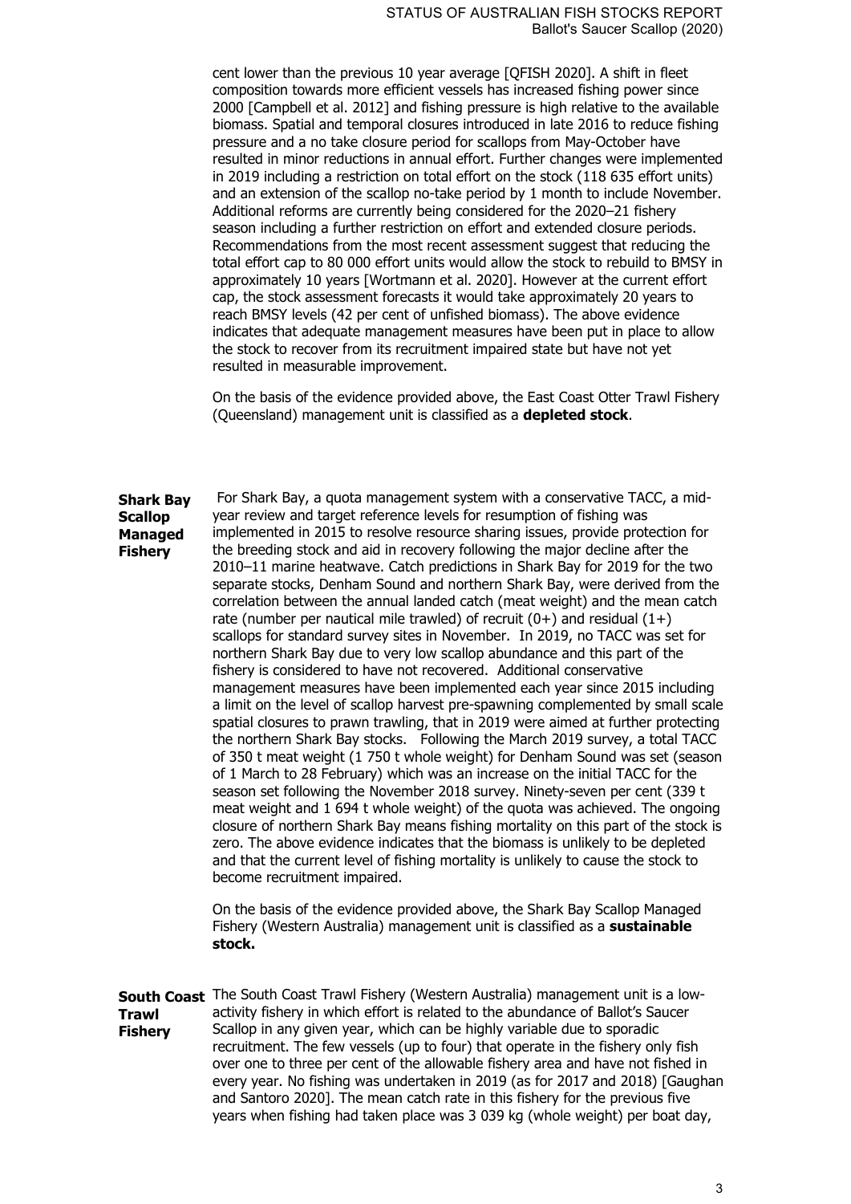cent lower than the previous 10 year average [QFISH 2020]. A shift in fleet composition towards more efficient vessels has increased fishing power since 2000 [Campbell et al. 2012] and fishing pressure is high relative to the available biomass. Spatial and temporal closures introduced in late 2016 to reduce fishing pressure and a no take closure period for scallops from May-October have resulted in minor reductions in annual effort. Further changes were implemented in 2019 including a restriction on total effort on the stock (118 635 effort units) and an extension of the scallop no-take period by 1 month to include November. Additional reforms are currently being considered for the 2020–21 fishery season including a further restriction on effort and extended closure periods. Recommendations from the most recent assessment suggest that reducing the total effort cap to 80 000 effort units would allow the stock to rebuild to BMSY in approximately 10 years [Wortmann et al. 2020]. However at the current effort cap, the stock assessment forecasts it would take approximately 20 years to reach BMSY levels (42 per cent of unfished biomass). The above evidence indicates that adequate management measures have been put in place to allow the stock to recover from its recruitment impaired state but have not yet resulted in measurable improvement.

On the basis of the evidence provided above, the East Coast Otter Trawl Fishery (Queensland) management unit is classified as a **depleted stock**.

**Shark Bay Scallop Managed Fishery**

For Shark Bay, a quota management system with a conservative TACC, a mid-year review and target reference levels for resumption of fishing was implemented in 2015 to resolve resource sharing issues, provide protection for the breeding stock and aid in recovery following the major decline after the 2010–11 marine heatwave. Catch predictions in Shark Bay for 2019 for the two separate stocks, Denham Sound and northern Shark Bay, were derived from the correlation between the annual landed catch (meat weight) and the mean catch rate (number per nautical mile trawled) of recruit (0+) and residual (1+) scallops for standard survey sites in November. In 2019, no TACC was set for northern Shark Bay due to very low scallop abundance and this part of the fishery is considered to have not recovered. Additional conservative management measures have been implemented each year since 2015 including a limit on the level of scallop harvest pre-spawning complemented by small scale spatial closures to prawn trawling, that in 2019 were aimed at further protecting the northern Shark Bay stocks. Following the March 2019 survey, a total TACC of 350 t meat weight (1 750 t whole weight) for Denham Sound was set (season of 1 March to 28 February) which was an increase on the initial TACC for the season set following the November 2018 survey. Ninety-seven per cent (339 t meat weight and 1 694 t whole weight) of the quota was achieved. The ongoing closure of northern Shark Bay means fishing mortality on this part of the stock is zero. The above evidence indicates that the biomass is unlikely to be depleted and that the current level of fishing mortality is unlikely to cause the stock to become recruitment impaired.

On the basis of the evidence provided above, the Shark Bay Scallop Managed Fishery (Western Australia) management unit is classified as a **sustainable stock.**

**South Coast Trawl Fishery**

The South Coast Trawl Fishery (Western Australia) management unit is a low-activity fishery in which effort is related to the abundance of Ballot's Saucer Scallop in any given year, which can be highly variable due to sporadic recruitment. The few vessels (up to four) that operate in the fishery only fish over one to three per cent of the allowable fishery area and have not fished in every year. No fishing was undertaken in 2019 (as for 2017 and 2018) [Gaughan and Santoro 2020]. The mean catch rate in this fishery for the previous five years when fishing had taken place was 3 039 kg (whole weight) per boat day,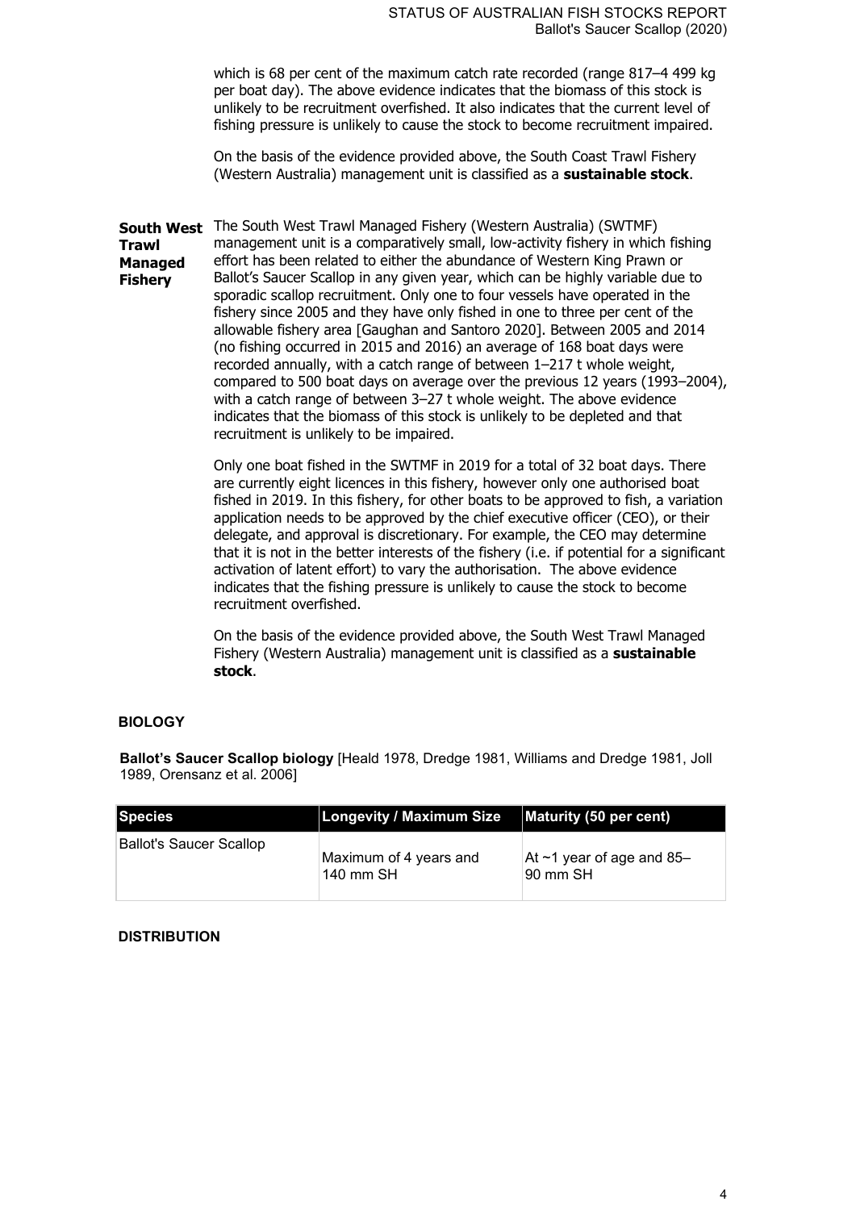which is 68 per cent of the maximum catch rate recorded (range 817–4 499 kg per boat day). The above evidence indicates that the biomass of this stock is unlikely to be recruitment overfished. It also indicates that the current level of fishing pressure is unlikely to cause the stock to become recruitment impaired.

On the basis of the evidence provided above, the South Coast Trawl Fishery (Western Australia) management unit is classified as a **sustainable stock**.

**South West Trawl Managed Fishery**

The South West Trawl Managed Fishery (Western Australia) (SWTMF) management unit is a comparatively small, low-activity fishery in which fishing effort has been related to either the abundance of Western King Prawn or Ballot's Saucer Scallop in any given year, which can be highly variable due to sporadic scallop recruitment. Only one to four vessels have operated in the fishery since 2005 and they have only fished in one to three per cent of the allowable fishery area [Gaughan and Santoro 2020]. Between 2005 and 2014 (no fishing occurred in 2015 and 2016) an average of 168 boat days were recorded annually, with a catch range of between 1–217 t whole weight, compared to 500 boat days on average over the previous 12 years (1993–2004), with a catch range of between 3–27 t whole weight. The above evidence indicates that the biomass of this stock is unlikely to be depleted and that recruitment is unlikely to be impaired.

Only one boat fished in the SWTMF in 2019 for a total of 32 boat days. There are currently eight licences in this fishery, however only one authorised boat fished in 2019. In this fishery, for other boats to be approved to fish, a variation application needs to be approved by the chief executive officer (CEO), or their delegate, and approval is discretionary. For example, the CEO may determine that it is not in the better interests of the fishery (i.e. if potential for a significant activation of latent effort) to vary the authorisation. The above evidence indicates that the fishing pressure is unlikely to cause the stock to become recruitment overfished.

On the basis of the evidence provided above, the South West Trawl Managed Fishery (Western Australia) management unit is classified as a **sustainable stock**.

## BIOLOGY

**Ballot's Saucer Scallop biology** [Heald 1978, Dredge 1981, Williams and Dredge 1981, Joll 1989, Orensanz et al. 2006]

| Species | Longevity / Maximum Size | Maturity (50 per cent) |
|---|---|---|
| Ballot's Saucer Scallop | Maximum of 4 years and 140 mm SH | At ~1 year of age and 85–90 mm SH |

## DISTRIBUTION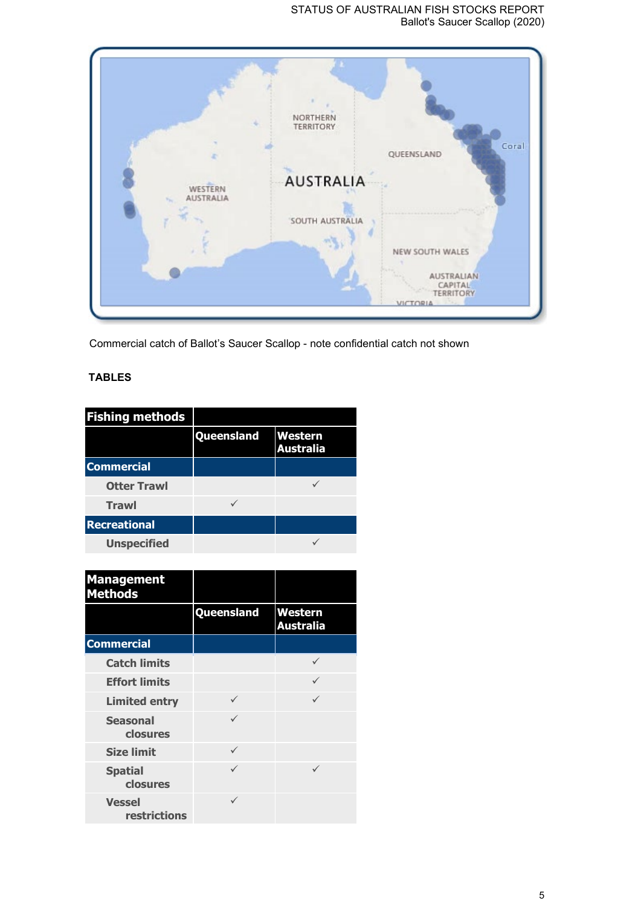Commercial catch of Ballot's Saucer Scallop - note confidential catch not shown

**TABLES**

| Fishing methods | | |
|---|---|---|
| | Queensland | Western Australia |
| **Commercial** | | |
| Otter Trawl | | ✓ |
| Trawl | ✓ | |
| **Recreational** | | |
| Unspecified | | ✓ |

| Management Methods | | |
|---|---|---|
| | Queensland | Western Australia |
| **Commercial** | | |
| Catch limits | | ✓ |
| Effort limits | | ✓ |
| Limited entry | ✓ | ✓ |
| Seasonal closures | ✓ | |
| Size limit | ✓ | |
| Spatial closures | ✓ | ✓ |
| Vessel restrictions | ✓ | |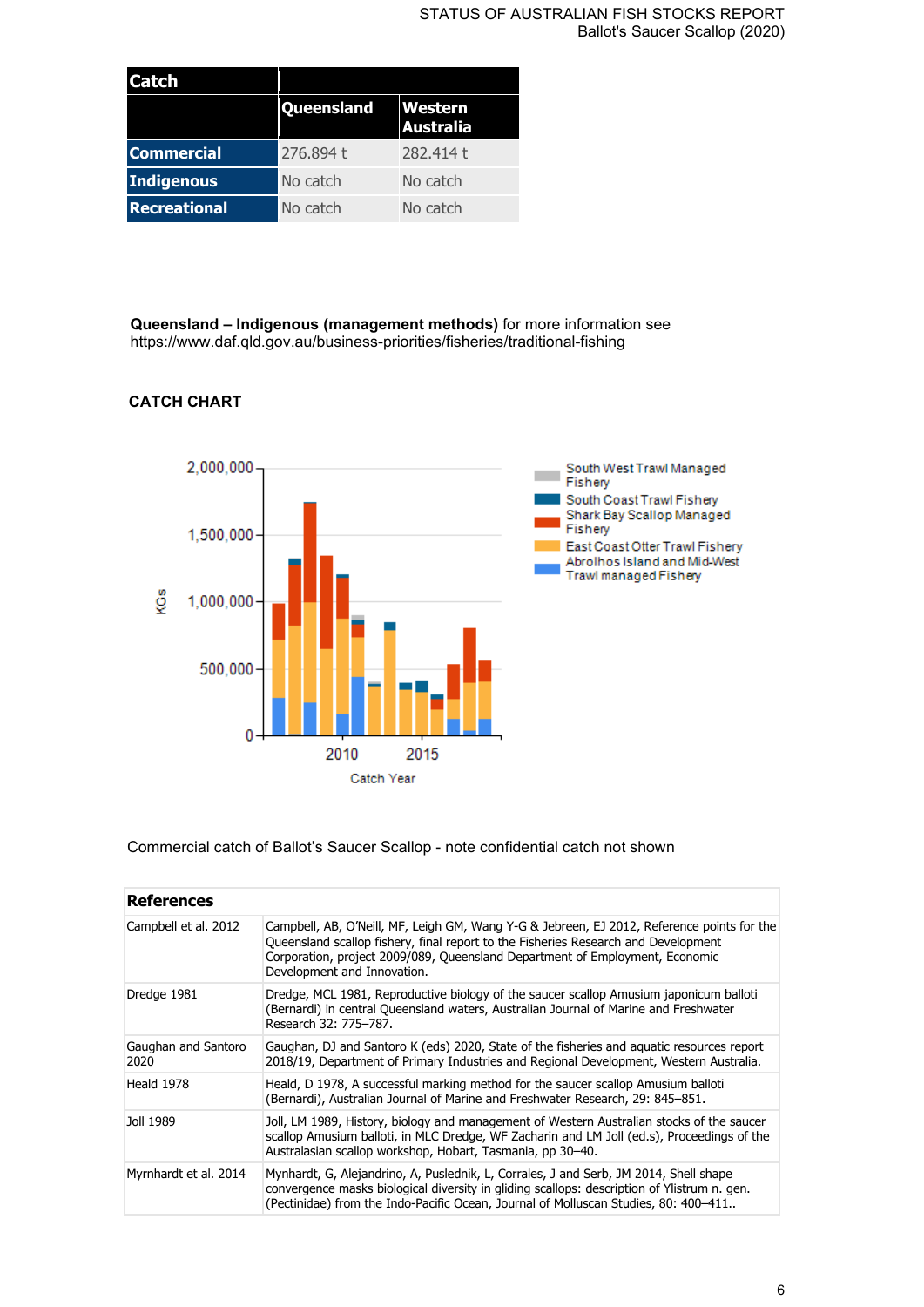| Catch | | |
|---|---|---|
| | Queensland | Western Australia |
| Commercial | 276.894 t | 282.414 t |
| Indigenous | No catch | No catch |
| Recreational | No catch | No catch |

**Queensland – Indigenous (management methods)** for more information see https://www.daf.qld.gov.au/business-priorities/fisheries/traditional-fishing

**CATCH CHART**

Commercial catch of Ballot's Saucer Scallop - note confidential catch not shown

| References | |
|---|---|
| Campbell et al. 2012 | Campbell, AB, O'Neill, MF, Leigh GM, Wang Y-G & Jebreen, EJ 2012, Reference points for the Queensland scallop fishery, final report to the Fisheries Research and Development Corporation, project 2009/089, Queensland Department of Employment, Economic Development and Innovation. |
| Dredge 1981 | Dredge, MCL 1981, Reproductive biology of the saucer scallop Amusium japonicum balloti (Bernardi) in central Queensland waters, Australian Journal of Marine and Freshwater Research 32: 775–787. |
| Gaughan and Santoro 2020 | Gaughan, DJ and Santoro K (eds) 2020, State of the fisheries and aquatic resources report 2018/19, Department of Primary Industries and Regional Development, Western Australia. |
| Heald 1978 | Heald, D 1978, A successful marking method for the saucer scallop Amusium balloti (Bernardi), Australian Journal of Marine and Freshwater Research, 29: 845–851. |
| Joll 1989 | Joll, LM 1989, History, biology and management of Western Australian stocks of the saucer scallop Amusium balloti, in MLC Dredge, WF Zacharin and LM Joll (ed.s), Proceedings of the Australasian scallop workshop, Hobart, Tasmania, pp 30–40. |
| Myrnhardt et al. 2014 | Mynhardt, G, Alejandrino, A, Puslednik, L, Corrales, J and Serb, JM 2014, Shell shape convergence masks biological diversity in gliding scallops: description of Ylistrum n. gen. (Pectinidae) from the Indo-Pacific Ocean, Journal of Molluscan Studies, 80: 400–411.. |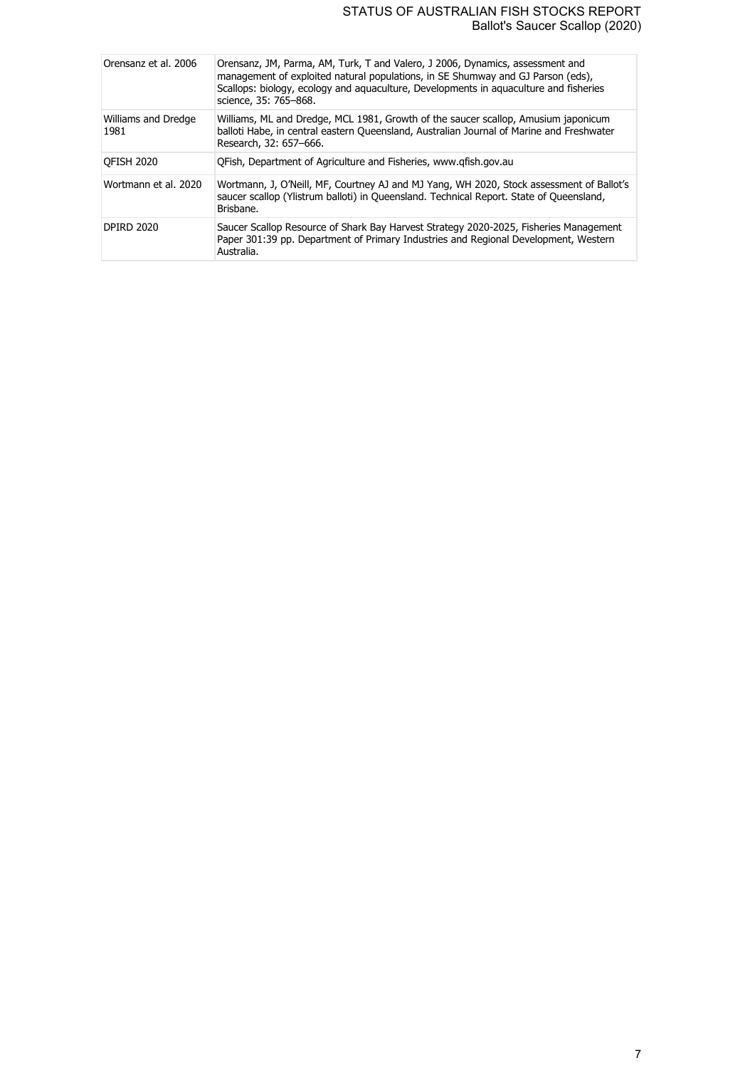| | |
|---|---|
| Orensanz et al. 2006 | Orensanz, JM, Parma, AM, Turk, T and Valero, J 2006, Dynamics, assessment and management of exploited natural populations, in SE Shumway and GJ Parson (eds), Scallops: biology, ecology and aquaculture, Developments in aquaculture and fisheries science, 35: 765–868. |
| Williams and Dredge 1981 | Williams, ML and Dredge, MCL 1981, Growth of the saucer scallop, Amusium japonicum balloti Habe, in central eastern Queensland, Australian Journal of Marine and Freshwater Research, 32: 657–666. |
| QFISH 2020 | QFish, Department of Agriculture and Fisheries, www.qfish.gov.au |
| Wortmann et al. 2020 | Wortmann, J, O'Neill, MF, Courtney AJ and MJ Yang, WH 2020, Stock assessment of Ballot's saucer scallop (Ylistrum balloti) in Queensland. Technical Report. State of Queensland, Brisbane. |
| DPIRD 2020 | Saucer Scallop Resource of Shark Bay Harvest Strategy 2020-2025, Fisheries Management Paper 301:39 pp. Department of Primary Industries and Regional Development, Western Australia. |